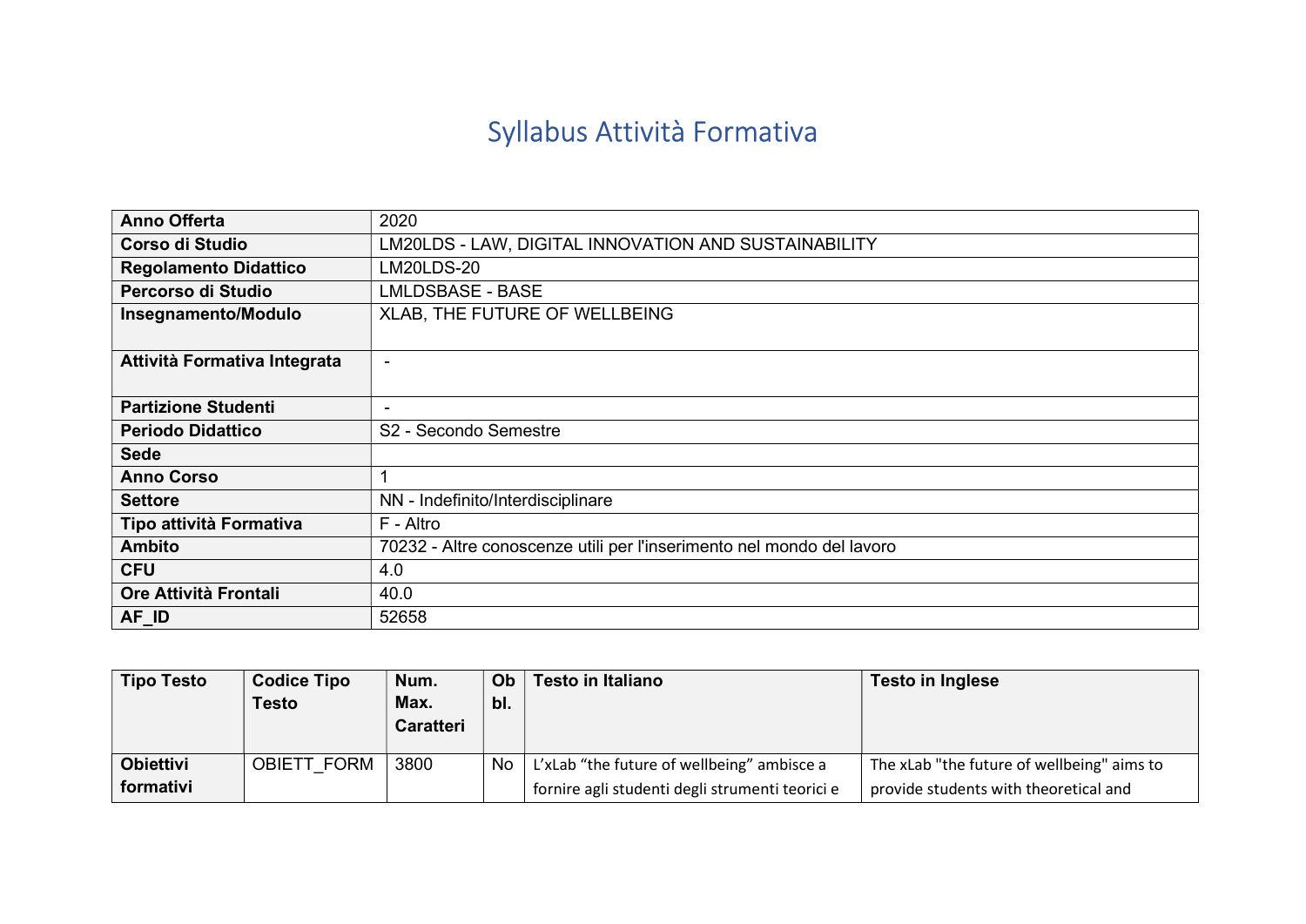# Syllabus Attività Formativa

| | |
|---|---|
| **Anno Offerta** | 2020 |
| **Corso di Studio** | LM20LDS - LAW, DIGITAL INNOVATION AND SUSTAINABILITY |
| **Regolamento Didattico** | LM20LDS-20 |
| **Percorso di Studio** | LMLDSBASE - BASE |
| **Insegnamento/Modulo** | XLAB, THE FUTURE OF WELLBEING |
| **Attività Formativa Integrata** | - |
| **Partizione Studenti** | - |
| **Periodo Didattico** | S2 - Secondo Semestre |
| **Sede** | |
| **Anno Corso** | 1 |
| **Settore** | NN - Indefinito/Interdisciplinare |
| **Tipo attività Formativa** | F - Altro |
| **Ambito** | 70232 - Altre conoscenze utili per l'inserimento nel mondo del lavoro |
| **CFU** | 4.0 |
| **Ore Attività Frontali** | 40.0 |
| **AF_ID** | 52658 |

| Tipo Testo | Codice Tipo Testo | Num. Max. Caratteri | Obbl. | Testo in Italiano | Testo in Inglese |
|---|---|---|---|---|---|
| **Obiettivi formativi** | OBIETT_FORM | 3800 | No | L'xLab "the future of wellbeing" ambisce a fornire agli studenti degli strumenti teorici e | The xLab "the future of wellbeing" aims to provide students with theoretical and |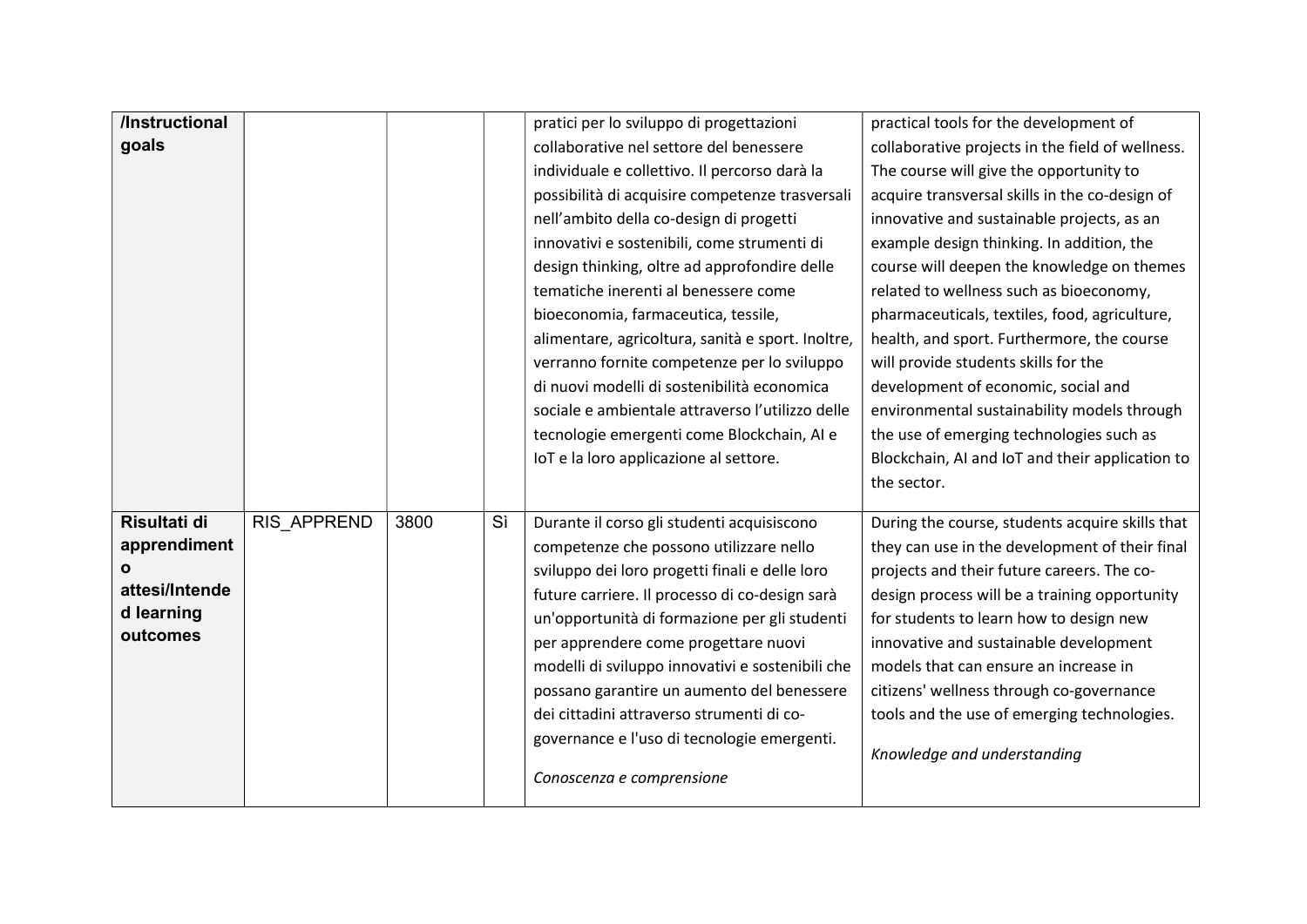| | | | | | |
|---|---|---|---|---|---|
| **/Instructional goals** | | | | pratici per lo sviluppo di progettazioni collaborative nel settore del benessere individuale e collettivo. Il percorso darà la possibilità di acquisire competenze trasversali nell'ambito della co-design di progetti innovativi e sostenibili, come strumenti di design thinking, oltre ad approfondire delle tematiche inerenti al benessere come bioeconomia, farmaceutica, tessile, alimentare, agricoltura, sanità e sport. Inoltre, verranno fornite competenze per lo sviluppo di nuovi modelli di sostenibilità economica sociale e ambientale attraverso l'utilizzo delle tecnologie emergenti come Blockchain, AI e IoT e la loro applicazione al settore. | practical tools for the development of collaborative projects in the field of wellness. The course will give the opportunity to acquire transversal skills in the co-design of innovative and sustainable projects, as an example design thinking. In addition, the course will deepen the knowledge on themes related to wellness such as bioeconomy, pharmaceuticals, textiles, food, agriculture, health, and sport. Furthermore, the course will provide students skills for the development of economic, social and environmental sustainability models through the use of emerging technologies such as Blockchain, AI and IoT and their application to the sector. |
| **Risultati di apprendimento attesi/Intended learning outcomes** | RIS_APPREND | 3800 | Sì | Durante il corso gli studenti acquisiscono competenze che possono utilizzare nello sviluppo dei loro progetti finali e delle loro future carriere. Il processo di co-design sarà un'opportunità di formazione per gli studenti per apprendere come progettare nuovi modelli di sviluppo innovativi e sostenibili che possano garantire un aumento del benessere dei cittadini attraverso strumenti di co-governance e l'uso di tecnologie emergenti.<br><br>*Conoscenza e comprensione* | During the course, students acquire skills that they can use in the development of their final projects and their future careers. The co-design process will be a training opportunity for students to learn how to design new innovative and sustainable development models that can ensure an increase in citizens' wellness through co-governance tools and the use of emerging technologies.<br><br>*Knowledge and understanding* |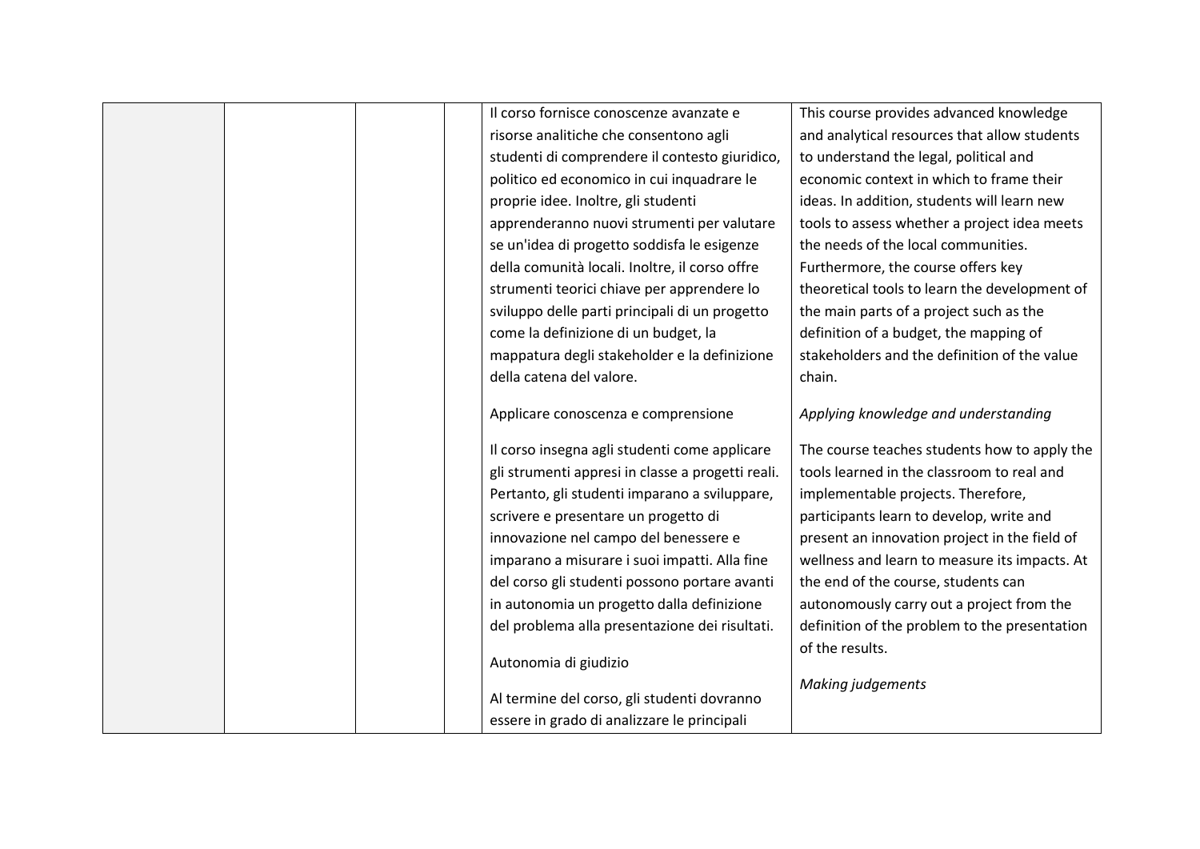| | | | | | |
|---|---|---|---|---|---|
| | | | | Il corso fornisce conoscenze avanzate e risorse analitiche che consentono agli studenti di comprendere il contesto giuridico, politico ed economico in cui inquadrare le proprie idee. Inoltre, gli studenti apprenderanno nuovi strumenti per valutare se un'idea di progetto soddisfa le esigenze della comunità locali. Inoltre, il corso offre strumenti teorici chiave per apprendere lo sviluppo delle parti principali di un progetto come la definizione di un budget, la mappatura degli stakeholder e la definizione della catena del valore.<br><br>Applicare conoscenza e comprensione<br><br>Il corso insegna agli studenti come applicare gli strumenti appresi in classe a progetti reali. Pertanto, gli studenti imparano a sviluppare, scrivere e presentare un progetto di innovazione nel campo del benessere e imparano a misurare i suoi impatti. Alla fine del corso gli studenti possono portare avanti in autonomia un progetto dalla definizione del problema alla presentazione dei risultati.<br><br>Autonomia di giudizio<br><br>Al termine del corso, gli studenti dovranno essere in grado di analizzare le principali | This course provides advanced knowledge and analytical resources that allow students to understand the legal, political and economic context in which to frame their ideas. In addition, students will learn new tools to assess whether a project idea meets the needs of the local communities. Furthermore, the course offers key theoretical tools to learn the development of the main parts of a project such as the definition of a budget, the mapping of stakeholders and the definition of the value chain.<br><br>*Applying knowledge and understanding*<br><br>The course teaches students how to apply the tools learned in the classroom to real and implementable projects. Therefore, participants learn to develop, write and present an innovation project in the field of wellness and learn to measure its impacts. At the end of the course, students can autonomously carry out a project from the definition of the problem to the presentation of the results.<br><br>*Making judgements* |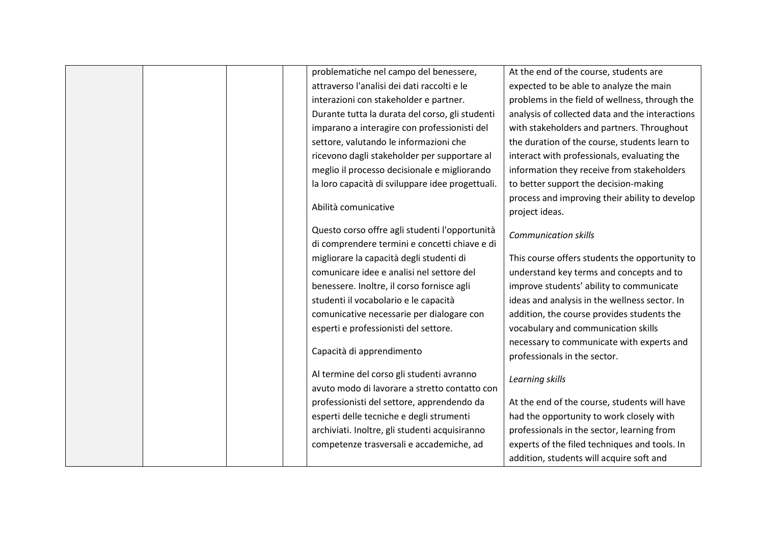| | | | | | |
|---|---|---|---|---|---|
| | | | | problematiche nel campo del benessere, attraverso l'analisi dei dati raccolti e le interazioni con stakeholder e partner. Durante tutta la durata del corso, gli studenti imparano a interagire con professionisti del settore, valutando le informazioni che ricevono dagli stakeholder per supportare al meglio il processo decisionale e migliorando la loro capacità di sviluppare idee progettuali.<br><br>Abilità comunicative<br><br>Questo corso offre agli studenti l'opportunità di comprendere termini e concetti chiave e di migliorare la capacità degli studenti di comunicare idee e analisi nel settore del benessere. Inoltre, il corso fornisce agli studenti il vocabolario e le capacità comunicative necessarie per dialogare con esperti e professionisti del settore.<br><br>Capacità di apprendimento<br><br>Al termine del corso gli studenti avranno avuto modo di lavorare a stretto contatto con professionisti del settore, apprendendo da esperti delle tecniche e degli strumenti archiviati. Inoltre, gli studenti acquisiranno competenze trasversali e accademiche, ad | At the end of the course, students are expected to be able to analyze the main problems in the field of wellness, through the analysis of collected data and the interactions with stakeholders and partners. Throughout the duration of the course, students learn to interact with professionals, evaluating the information they receive from stakeholders to better support the decision-making process and improving their ability to develop project ideas.<br><br>*Communication skills*<br><br>This course offers students the opportunity to understand key terms and concepts and to improve students' ability to communicate ideas and analysis in the wellness sector. In addition, the course provides students the vocabulary and communication skills necessary to communicate with experts and professionals in the sector.<br><br>*Learning skills*<br><br>At the end of the course, students will have had the opportunity to work closely with professionals in the sector, learning from experts of the filed techniques and tools. In addition, students will acquire soft and |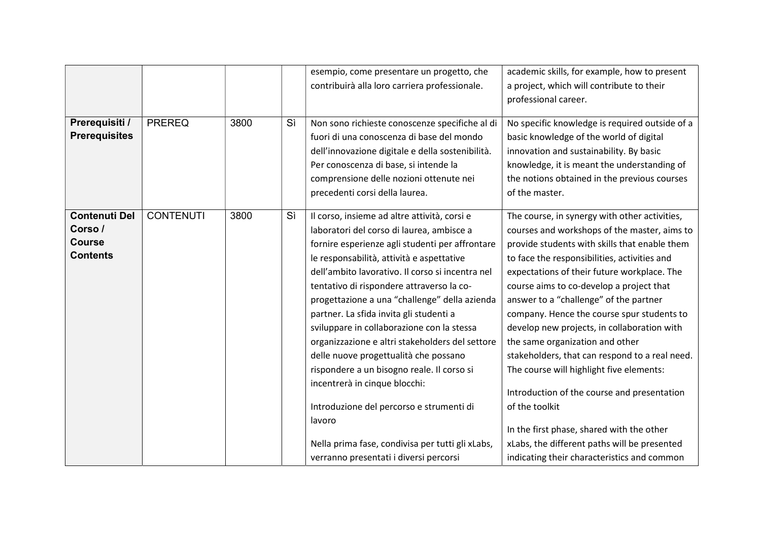| | | | | | |
|---|---|---|---|---|---|
| | | | | esempio, come presentare un progetto, che contribuirà alla loro carriera professionale. | academic skills, for example, how to present a project, which will contribute to their professional career. |
| **Prerequisiti / Prerequisites** | PREREQ | 3800 | Sì | Non sono richieste conoscenze specifiche al di fuori di una conoscenza di base del mondo dell'innovazione digitale e della sostenibilità. Per conoscenza di base, si intende la comprensione delle nozioni ottenute nei precedenti corsi della laurea. | No specific knowledge is required outside of a basic knowledge of the world of digital innovation and sustainability. By basic knowledge, it is meant the understanding of the notions obtained in the previous courses of the master. |
| **Contenuti Del Corso / Course Contents** | CONTENUTI | 3800 | Sì | Il corso, insieme ad altre attività, corsi e laboratori del corso di laurea, ambisce a fornire esperienze agli studenti per affrontare le responsabilità, attività e aspettative dell'ambito lavorativo. Il corso si incentra nel tentativo di rispondere attraverso la co-progettazione a una "challenge" della azienda partner. La sfida invita gli studenti a sviluppare in collaborazione con la stessa organizzazione e altri stakeholders del settore delle nuove progettualità che possano rispondere a un bisogno reale. Il corso si incentrerà in cinque blocchi:<br><br>Introduzione del percorso e strumenti di lavoro<br><br>Nella prima fase, condivisa per tutti gli xLabs, verranno presentati i diversi percorsi | The course, in synergy with other activities, courses and workshops of the master, aims to provide students with skills that enable them to face the responsibilities, activities and expectations of their future workplace. The course aims to co-develop a project that answer to a "challenge" of the partner company. Hence the course spur students to develop new projects, in collaboration with the same organization and other stakeholders, that can respond to a real need. The course will highlight five elements:<br><br>Introduction of the course and presentation of the toolkit<br><br>In the first phase, shared with the other xLabs, the different paths will be presented indicating their characteristics and common |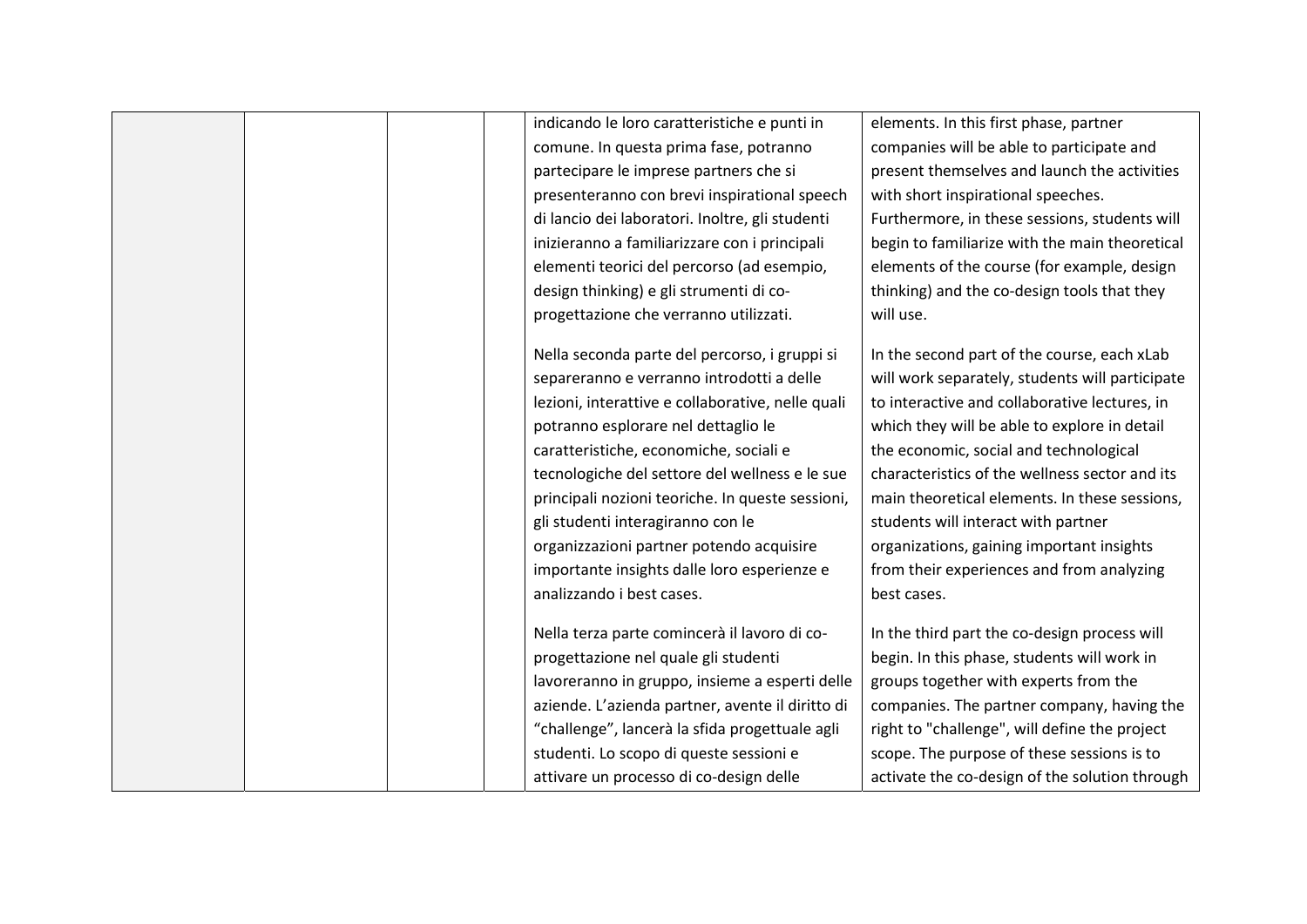| | | | | | |
|---|---|---|---|---|---|
| | | | | indicando le loro caratteristiche e punti in comune. In questa prima fase, potranno partecipare le imprese partners che si presenteranno con brevi inspirational speech di lancio dei laboratori. Inoltre, gli studenti inizieranno a familiarizzare con i principali elementi teorici del percorso (ad esempio, design thinking) e gli strumenti di co-progettazione che verranno utilizzati.<br><br>Nella seconda parte del percorso, i gruppi si separeranno e verranno introdotti a delle lezioni, interattive e collaborative, nelle quali potranno esplorare nel dettaglio le caratteristiche, economiche, sociali e tecnologiche del settore del wellness e le sue principali nozioni teoriche. In queste sessioni, gli studenti interagiranno con le organizzazioni partner potendo acquisire importante insights dalle loro esperienze e analizzando i best cases.<br><br>Nella terza parte comincerà il lavoro di co-progettazione nel quale gli studenti lavoreranno in gruppo, insieme a esperti delle aziende. L'azienda partner, avente il diritto di "challenge", lancerà la sfida progettuale agli studenti. Lo scopo di queste sessioni e attivare un processo di co-design delle | elements. In this first phase, partner companies will be able to participate and present themselves and launch the activities with short inspirational speeches. Furthermore, in these sessions, students will begin to familiarize with the main theoretical elements of the course (for example, design thinking) and the co-design tools that they will use.<br><br>In the second part of the course, each xLab will work separately, students will participate to interactive and collaborative lectures, in which they will be able to explore in detail the economic, social and technological characteristics of the wellness sector and its main theoretical elements. In these sessions, students will interact with partner organizations, gaining important insights from their experiences and from analyzing best cases.<br><br>In the third part the co-design process will begin. In this phase, students will work in groups together with experts from the companies. The partner company, having the right to "challenge", will define the project scope. The purpose of these sessions is to activate the co-design of the solution through |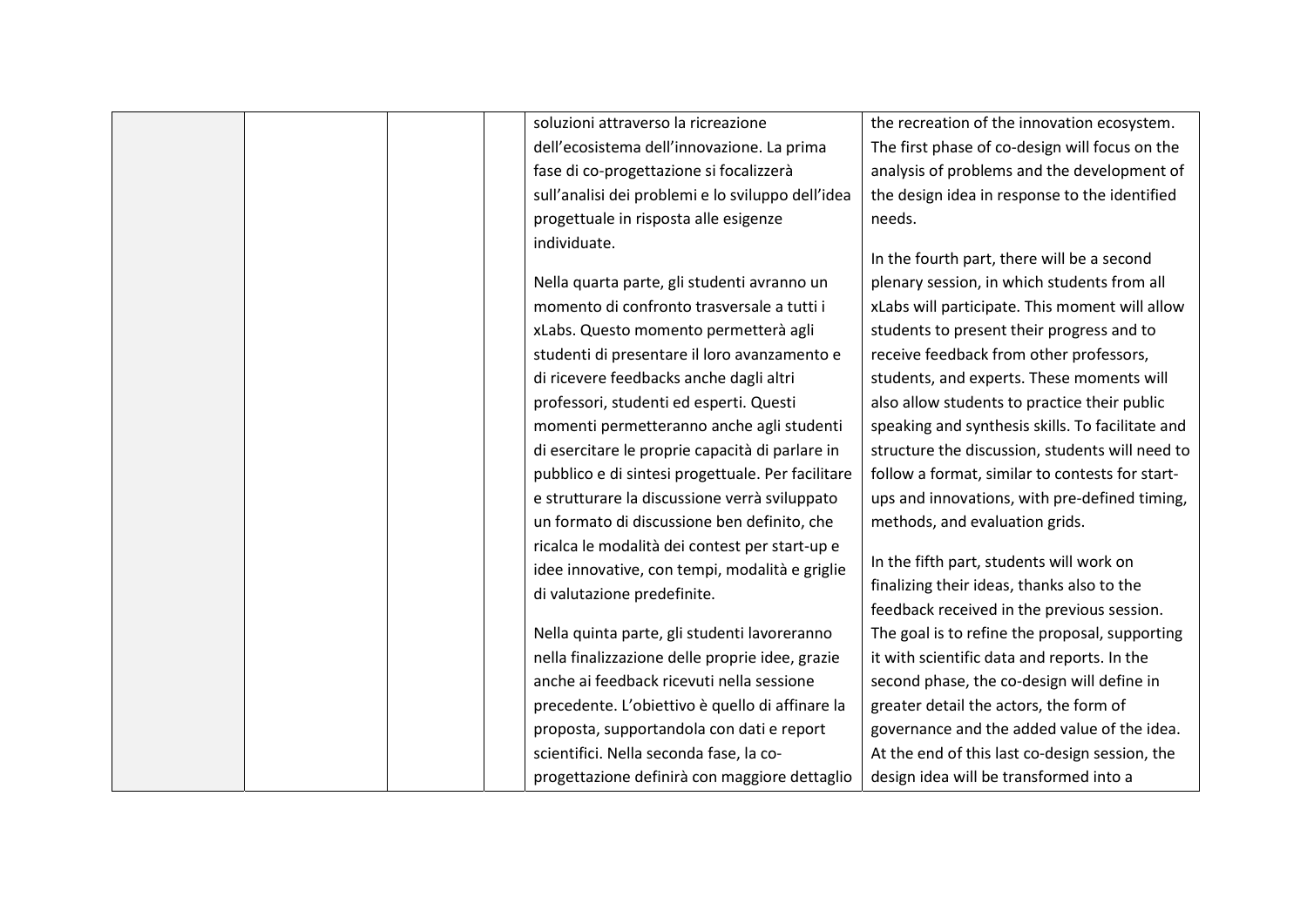| | | | | | |
|---|---|---|---|---|---|
| | | | | soluzioni attraverso la ricreazione dell'ecosistema dell'innovazione. La prima fase di co-progettazione si focalizzerà sull'analisi dei problemi e lo sviluppo dell'idea progettuale in risposta alle esigenze individuate.<br><br>Nella quarta parte, gli studenti avranno un momento di confronto trasversale a tutti i xLabs. Questo momento permetterà agli studenti di presentare il loro avanzamento e di ricevere feedbacks anche dagli altri professori, studenti ed esperti. Questi momenti permetteranno anche agli studenti di esercitare le proprie capacità di parlare in pubblico e di sintesi progettuale. Per facilitare e strutturare la discussione verrà sviluppato un formato di discussione ben definito, che ricalca le modalità dei contest per start-up e idee innovative, con tempi, modalità e griglie di valutazione predefinite.<br><br>Nella quinta parte, gli studenti lavoreranno nella finalizzazione delle proprie idee, grazie anche ai feedback ricevuti nella sessione precedente. L'obiettivo è quello di affinare la proposta, supportandola con dati e report scientifici. Nella seconda fase, la co-progettazione definirà con maggiore dettaglio | the recreation of the innovation ecosystem. The first phase of co-design will focus on the analysis of problems and the development of the design idea in response to the identified needs.<br><br>In the fourth part, there will be a second plenary session, in which students from all xLabs will participate. This moment will allow students to present their progress and to receive feedback from other professors, students, and experts. These moments will also allow students to practice their public speaking and synthesis skills. To facilitate and structure the discussion, students will need to follow a format, similar to contests for start-ups and innovations, with pre-defined timing, methods, and evaluation grids.<br><br>In the fifth part, students will work on finalizing their ideas, thanks also to the feedback received in the previous session. The goal is to refine the proposal, supporting it with scientific data and reports. In the second phase, the co-design will define in greater detail the actors, the form of governance and the added value of the idea. At the end of this last co-design session, the design idea will be transformed into a |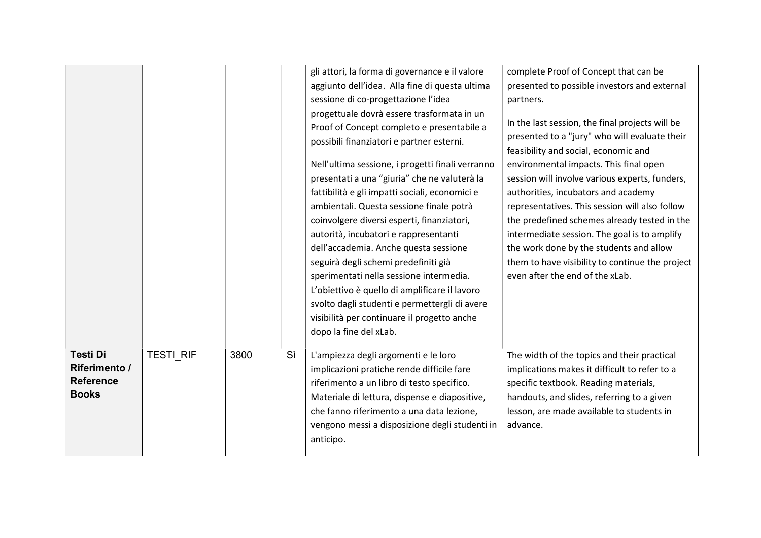| | | | | | |
|---|---|---|---|---|---|
| | | | | gli attori, la forma di governance e il valore aggiunto dell'idea. Alla fine di questa ultima sessione di co-progettazione l'idea progettuale dovrà essere trasformata in un Proof of Concept completo e presentabile a possibili finanziatori e partner esterni.<br><br>Nell'ultima sessione, i progetti finali verranno presentati a una "giuria" che ne valuterà la fattibilità e gli impatti sociali, economici e ambientali. Questa sessione finale potrà coinvolgere diversi esperti, finanziatori, autorità, incubatori e rappresentanti dell'accademia. Anche questa sessione seguirà degli schemi predefiniti già sperimentati nella sessione intermedia. L'obiettivo è quello di amplificare il lavoro svolto dagli studenti e permettergli di avere visibilità per continuare il progetto anche dopo la fine del xLab. | complete Proof of Concept that can be presented to possible investors and external partners.<br><br>In the last session, the final projects will be presented to a "jury" who will evaluate their feasibility and social, economic and environmental impacts. This final open session will involve various experts, funders, authorities, incubators and academy representatives. This session will also follow the predefined schemes already tested in the intermediate session. The goal is to amplify the work done by the students and allow them to have visibility to continue the project even after the end of the xLab. |
| **Testi Di Riferimento / Reference Books** | TESTI_RIF | 3800 | Sì | L'ampiezza degli argomenti e le loro implicazioni pratiche rende difficile fare riferimento a un libro di testo specifico. Materiale di lettura, dispense e diapositive, che fanno riferimento a una data lezione, vengono messi a disposizione degli studenti in anticipo. | The width of the topics and their practical implications makes it difficult to refer to a specific textbook. Reading materials, handouts, and slides, referring to a given lesson, are made available to students in advance. |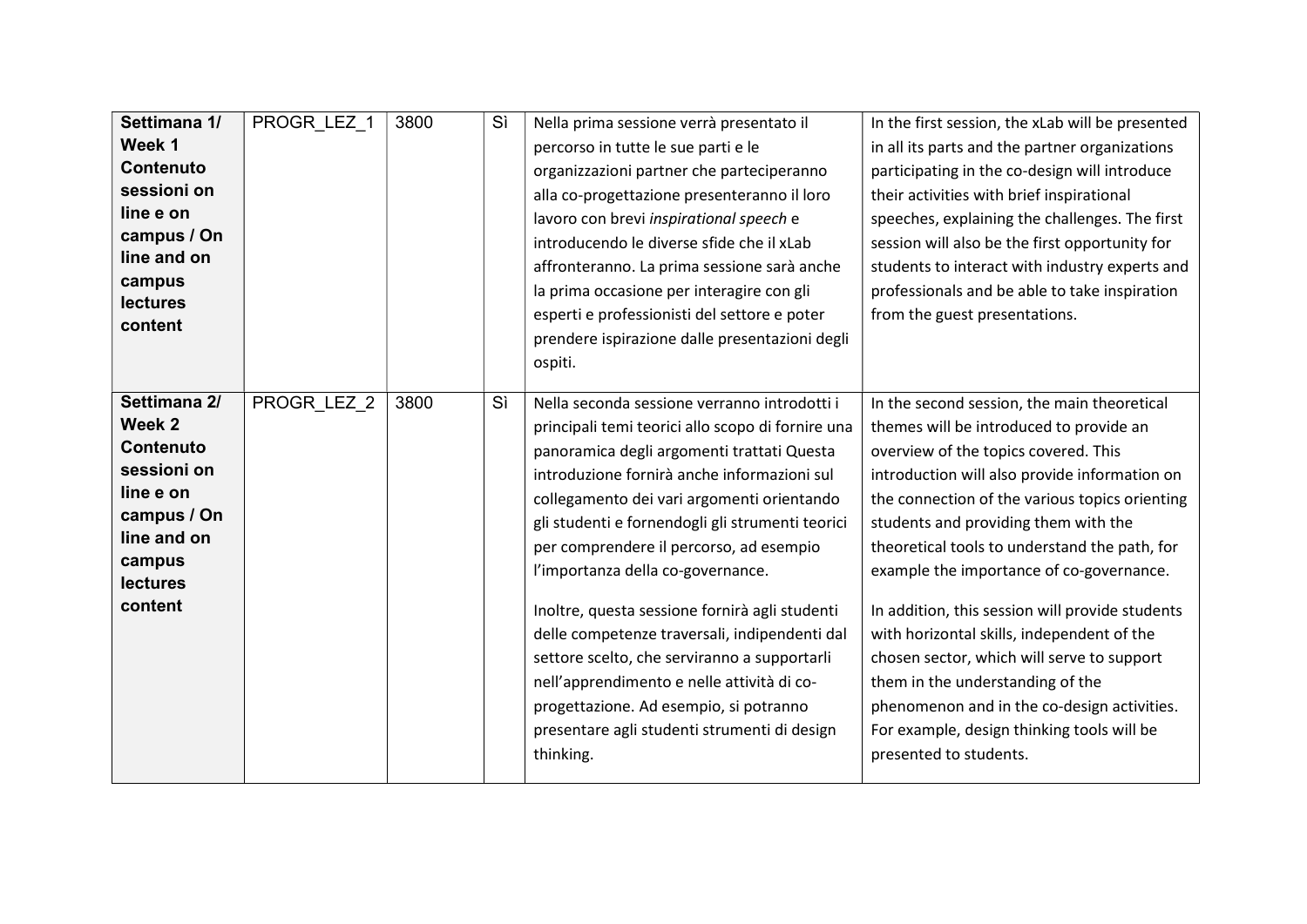| | | | | | |
|---|---|---|---|---|---|
| **Settimana 1/ Week 1 Contenuto sessioni on line e on campus / On line and on campus lectures content** | PROGR_LEZ_1 | 3800 | Sì | Nella prima sessione verrà presentato il percorso in tutte le sue parti e le organizzazioni partner che parteciperanno alla co-progettazione presenteranno il loro lavoro con brevi *inspirational speech* e introducendo le diverse sfide che il xLab affronteranno. La prima sessione sarà anche la prima occasione per interagire con gli esperti e professionisti del settore e poter prendere ispirazione dalle presentazioni degli ospiti. | In the first session, the xLab will be presented in all its parts and the partner organizations participating in the co-design will introduce their activities with brief inspirational speeches, explaining the challenges. The first session will also be the first opportunity for students to interact with industry experts and professionals and be able to take inspiration from the guest presentations. |
| **Settimana 2/ Week 2 Contenuto sessioni on line e on campus / On line and on campus lectures content** | PROGR_LEZ_2 | 3800 | Sì | Nella seconda sessione verranno introdotti i principali temi teorici allo scopo di fornire una panoramica degli argomenti trattati Questa introduzione fornirà anche informazioni sul collegamento dei vari argomenti orientando gli studenti e fornendogli gli strumenti teorici per comprendere il percorso, ad esempio l'importanza della co-governance.<br><br>Inoltre, questa sessione fornirà agli studenti delle competenze traversali, indipendenti dal settore scelto, che serviranno a supportarli nell'apprendimento e nelle attività di co-progettazione. Ad esempio, si potranno presentare agli studenti strumenti di design thinking. | In the second session, the main theoretical themes will be introduced to provide an overview of the topics covered. This introduction will also provide information on the connection of the various topics orienting students and providing them with the theoretical tools to understand the path, for example the importance of co-governance.<br><br>In addition, this session will provide students with horizontal skills, independent of the chosen sector, which will serve to support them in the understanding of the phenomenon and in the co-design activities. For example, design thinking tools will be presented to students. |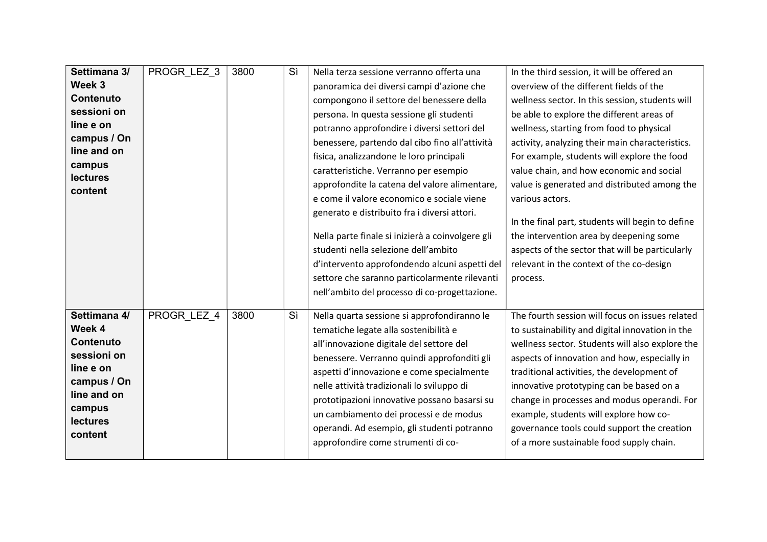| | | | | | |
|---|---|---|---|---|---|
| **Settimana 3/ Week 3 Contenuto sessioni on line e on campus / On line and on campus lectures content** | PROGR_LEZ_3 | 3800 | Sì | Nella terza sessione verranno offerta una panoramica dei diversi campi d'azione che compongono il settore del benessere della persona. In questa sessione gli studenti potranno approfondire i diversi settori del benessere, partendo dal cibo fino all'attività fisica, analizzandone le loro principali caratteristiche. Verranno per esempio approfondite la catena del valore alimentare, e come il valore economico e sociale viene generato e distribuito fra i diversi attori.<br><br>Nella parte finale si inizierà a coinvolgere gli studenti nella selezione dell'ambito d'intervento approfondendo alcuni aspetti del settore che saranno particolarmente rilevanti nell'ambito del processo di co-progettazione. | In the third session, it will be offered an overview of the different fields of the wellness sector. In this session, students will be able to explore the different areas of wellness, starting from food to physical activity, analyzing their main characteristics. For example, students will explore the food value chain, and how economic and social value is generated and distributed among the various actors.<br><br>In the final part, students will begin to define the intervention area by deepening some aspects of the sector that will be particularly relevant in the context of the co-design process. |
| **Settimana 4/ Week 4 Contenuto sessioni on line e on campus / On line and on campus lectures content** | PROGR_LEZ_4 | 3800 | Sì | Nella quarta sessione si approfondiranno le tematiche legate alla sostenibilità e all'innovazione digitale del settore del benessere. Verranno quindi approfonditi gli aspetti d'innovazione e come specialmente nelle attività tradizionali lo sviluppo di prototipazioni innovative possano basarsi su un cambiamento dei processi e de modus operandi. Ad esempio, gli studenti potranno approfondire come strumenti di co- | The fourth session will focus on issues related to sustainability and digital innovation in the wellness sector. Students will also explore the aspects of innovation and how, especially in traditional activities, the development of innovative prototyping can be based on a change in processes and modus operandi. For example, students will explore how co-governance tools could support the creation of a more sustainable food supply chain. |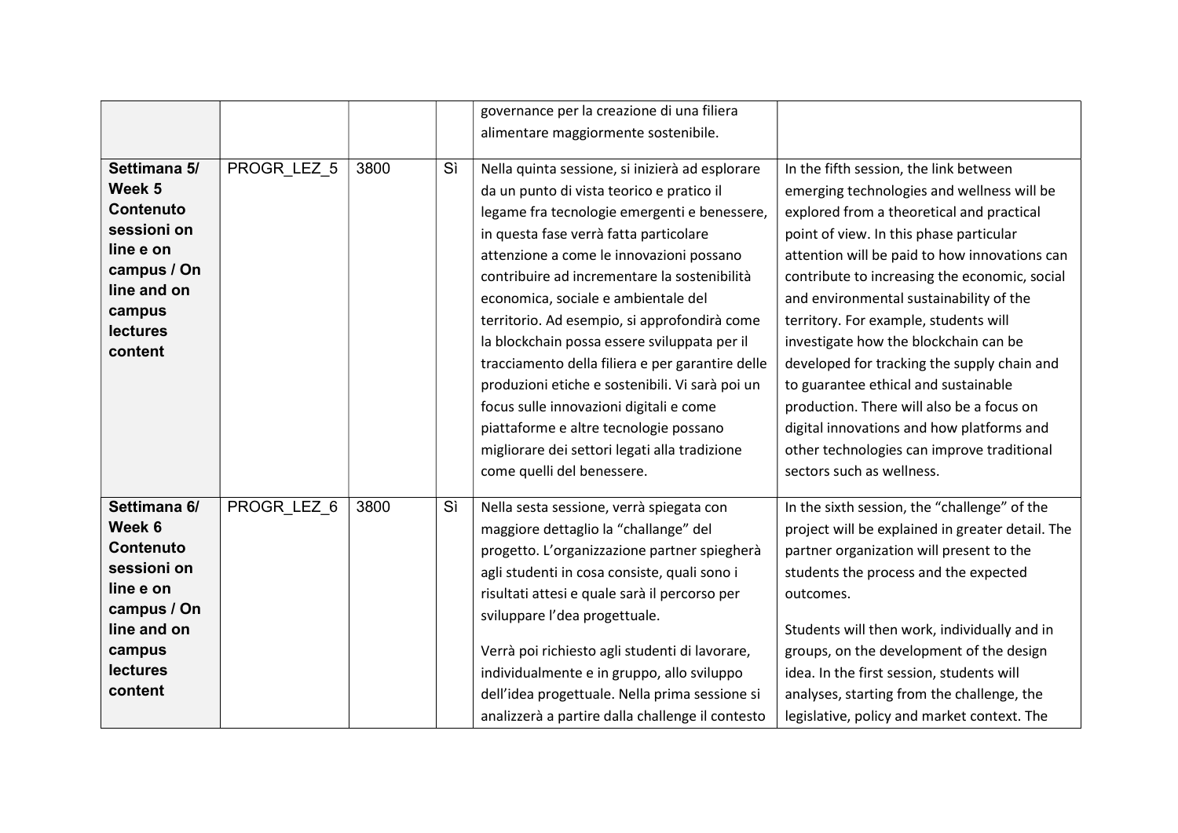| | | | | | |
|---|---|---|---|---|---|
| | | | | governance per la creazione di una filiera alimentare maggiormente sostenibile. | |
| **Settimana 5/ Week 5 Contenuto sessioni on line e on campus / On line and on campus lectures content** | PROGR_LEZ_5 | 3800 | Sì | Nella quinta sessione, si inizierà ad esplorare da un punto di vista teorico e pratico il legame fra tecnologie emergenti e benessere, in questa fase verrà fatta particolare attenzione a come le innovazioni possano contribuire ad incrementare la sostenibilità economica, sociale e ambientale del territorio. Ad esempio, si approfondirà come la blockchain possa essere sviluppata per il tracciamento della filiera e per garantire delle produzioni etiche e sostenibili. Vi sarà poi un focus sulle innovazioni digitali e come piattaforme e altre tecnologie possano migliorare dei settori legati alla tradizione come quelli del benessere. | In the fifth session, the link between emerging technologies and wellness will be explored from a theoretical and practical point of view. In this phase particular attention will be paid to how innovations can contribute to increasing the economic, social and environmental sustainability of the territory. For example, students will investigate how the blockchain can be developed for tracking the supply chain and to guarantee ethical and sustainable production. There will also be a focus on digital innovations and how platforms and other technologies can improve traditional sectors such as wellness. |
| **Settimana 6/ Week 6 Contenuto sessioni on line e on campus / On line and on campus lectures content** | PROGR_LEZ_6 | 3800 | Sì | Nella sesta sessione, verrà spiegata con maggiore dettaglio la "challange" del progetto. L'organizzazione partner spiegherà agli studenti in cosa consiste, quali sono i risultati attesi e quale sarà il percorso per sviluppare l'idea progettuale.<br><br>Verrà poi richiesto agli studenti di lavorare, individualmente e in gruppo, allo sviluppo dell'idea progettuale. Nella prima sessione si analizzerà a partire dalla challenge il contesto | In the sixth session, the "challenge" of the project will be explained in greater detail. The partner organization will present to the students the process and the expected outcomes.<br><br>Students will then work, individually and in groups, on the development of the design idea. In the first session, students will analyses, starting from the challenge, the legislative, policy and market context. The |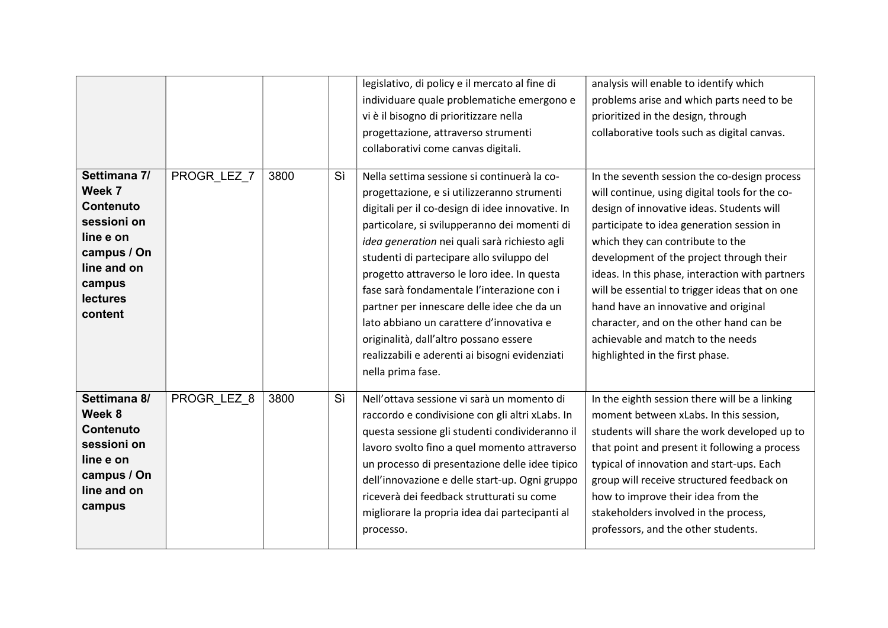| | | | | | |
|---|---|---|---|---|---|
| | | | | legislativo, di policy e il mercato al fine di individuare quale problematiche emergono e vi è il bisogno di prioritizzare nella progettazione, attraverso strumenti collaborativi come canvas digitali. | analysis will enable to identify which problems arise and which parts need to be prioritized in the design, through collaborative tools such as digital canvas. |
| **Settimana 7/ Week 7 Contenuto sessioni on line e on campus / On line and on campus lectures content** | PROGR_LEZ_7 | 3800 | Sì | Nella settima sessione si continuerà la co-progettazione, e si utilizzeranno strumenti digitali per il co-design di idee innovative. In particolare, si svilupperanno dei momenti di *idea generation* nei quali sarà richiesto agli studenti di partecipare allo sviluppo del progetto attraverso le loro idee. In questa fase sarà fondamentale l'interazione con i partner per innescare delle idee che da un lato abbiano un carattere d'innovativa e originalità, dall'altro possano essere realizzabili e aderenti ai bisogni evidenziati nella prima fase. | In the seventh session the co-design process will continue, using digital tools for the co-design of innovative ideas. Students will participate to idea generation session in which they can contribute to the development of the project through their ideas. In this phase, interaction with partners will be essential to trigger ideas that on one hand have an innovative and original character, and on the other hand can be achievable and match to the needs highlighted in the first phase. |
| **Settimana 8/ Week 8 Contenuto sessioni on line e on campus / On line and on campus** | PROGR_LEZ_8 | 3800 | Sì | Nell'ottava sessione vi sarà un momento di raccordo e condivisione con gli altri xLabs. In questa sessione gli studenti condivideranno il lavoro svolto fino a quel momento attraverso un processo di presentazione delle idee tipico dell'innovazione e delle start-up. Ogni gruppo riceverà dei feedback strutturati su come migliorare la propria idea dai partecipanti al processo. | In the eighth session there will be a linking moment between xLabs. In this session, students will share the work developed up to that point and present it following a process typical of innovation and start-ups. Each group will receive structured feedback on how to improve their idea from the stakeholders involved in the process, professors, and the other students. |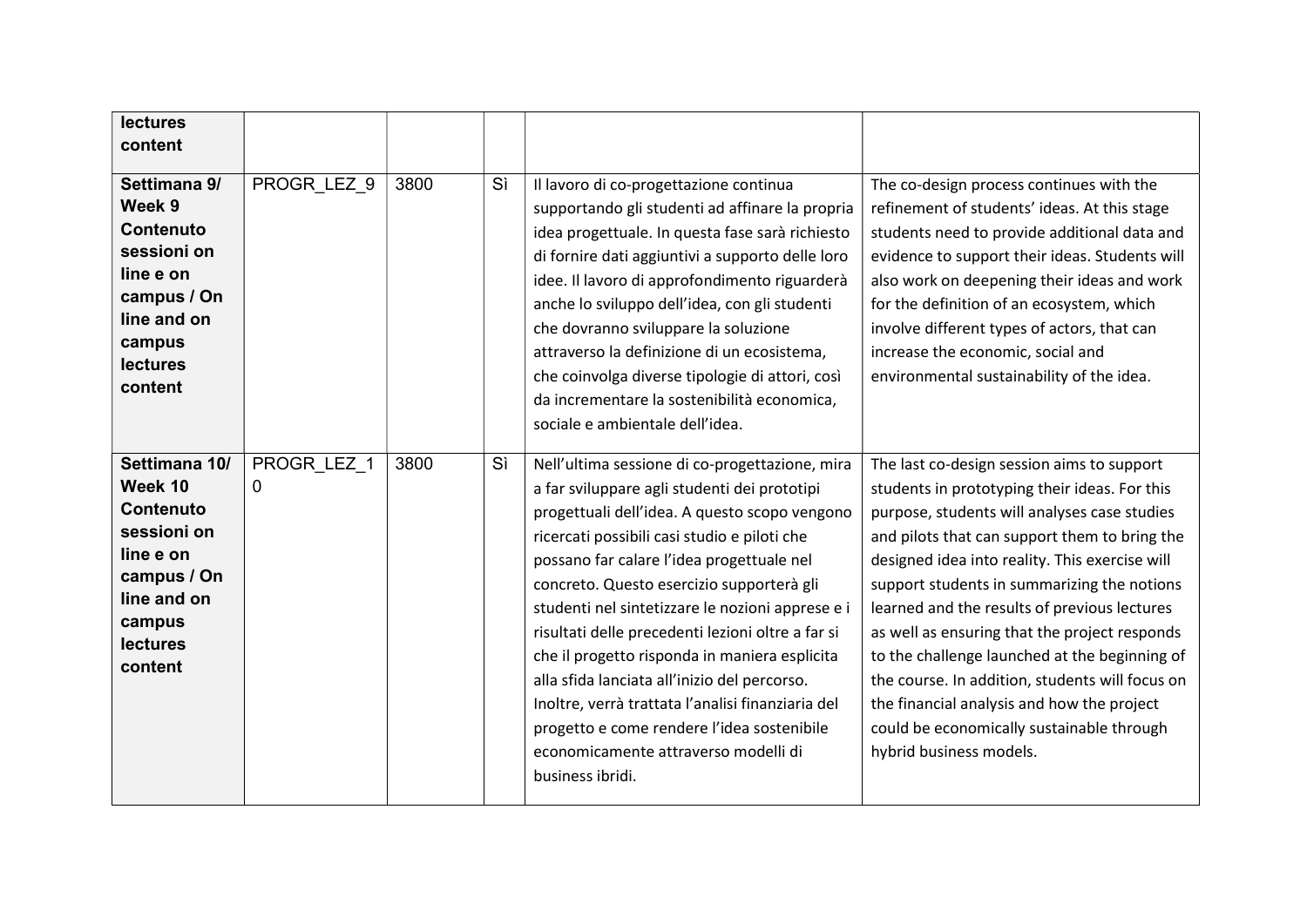| | | | | | |
|---|---|---|---|---|---|
| **lectures content** | | | | | |
| **Settimana 9/ Week 9 Contenuto sessioni on line e on campus / On line and on campus lectures content** | PROGR_LEZ_9 | 3800 | Sì | Il lavoro di co-progettazione continua supportando gli studenti ad affinare la propria idea progettuale. In questa fase sarà richiesto di fornire dati aggiuntivi a supporto delle loro idee. Il lavoro di approfondimento riguarderà anche lo sviluppo dell'idea, con gli studenti che dovranno sviluppare la soluzione attraverso la definizione di un ecosistema, che coinvolga diverse tipologie di attori, così da incrementare la sostenibilità economica, sociale e ambientale dell'idea. | The co-design process continues with the refinement of students' ideas. At this stage students need to provide additional data and evidence to support their ideas. Students will also work on deepening their ideas and work for the definition of an ecosystem, which involve different types of actors, that can increase the economic, social and environmental sustainability of the idea. |
| **Settimana 10/ Week 10 Contenuto sessioni on line e on campus / On line and on campus lectures content** | PROGR_LEZ_10 | 3800 | Sì | Nell'ultima sessione di co-progettazione, mira a far sviluppare agli studenti dei prototipi progettuali dell'idea. A questo scopo vengono ricercati possibili casi studio e piloti che possano far calare l'idea progettuale nel concreto. Questo esercizio supporterà gli studenti nel sintetizzare le nozioni apprese e i risultati delle precedenti lezioni oltre a far si che il progetto risponda in maniera esplicita alla sfida lanciata all'inizio del percorso. Inoltre, verrà trattata l'analisi finanziaria del progetto e come rendere l'idea sostenibile economicamente attraverso modelli di business ibridi. | The last co-design session aims to support students in prototyping their ideas. For this purpose, students will analyses case studies and pilots that can support them to bring the designed idea into reality. This exercise will support students in summarizing the notions learned and the results of previous lectures as well as ensuring that the project responds to the challenge launched at the beginning of the course. In addition, students will focus on the financial analysis and how the project could be economically sustainable through hybrid business models. |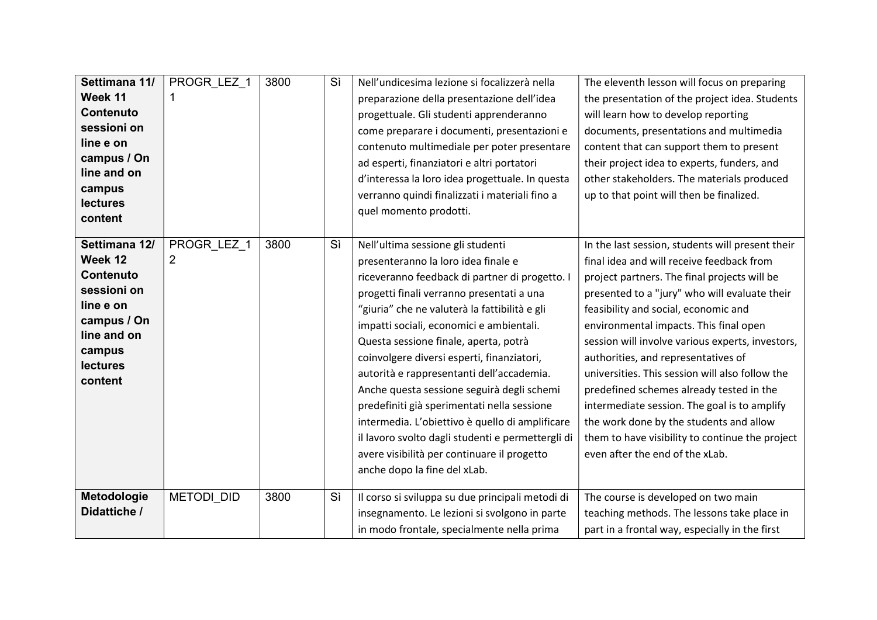| | | | | | |
|---|---|---|---|---|---|
| **Settimana 11/ Week 11 Contenuto sessioni on line e on campus / On line and on campus lectures content** | PROGR_LEZ_11 | 3800 | Sì | Nell'undicesima lezione si focalizzerà nella preparazione della presentazione dell'idea progettuale. Gli studenti apprenderanno come preparare i documenti, presentazioni e contenuto multimediale per poter presentare ad esperti, finanziatori e altri portatori d'interessa la loro idea progettuale. In questa verranno quindi finalizzati i materiali fino a quel momento prodotti. | The eleventh lesson will focus on preparing the presentation of the project idea. Students will learn how to develop reporting documents, presentations and multimedia content that can support them to present their project idea to experts, funders, and other stakeholders. The materials produced up to that point will then be finalized. |
| **Settimana 12/ Week 12 Contenuto sessioni on line e on campus / On line and on campus lectures content** | PROGR_LEZ_12 | 3800 | Sì | Nell'ultima sessione gli studenti presenteranno la loro idea finale e riceveranno feedback di partner di progetto. I progetti finali verranno presentati a una "giuria" che ne valuterà la fattibilità e gli impatti sociali, economici e ambientali. Questa sessione finale, aperta, potrà coinvolgere diversi esperti, finanziatori, autorità e rappresentanti dell'accademia. Anche questa sessione seguirà degli schemi predefiniti già sperimentati nella sessione intermedia. L'obiettivo è quello di amplificare il lavoro svolto dagli studenti e permettergli di avere visibilità per continuare il progetto anche dopo la fine del xLab. | In the last session, students will present their final idea and will receive feedback from project partners. The final projects will be presented to a "jury" who will evaluate their feasibility and social, economic and environmental impacts. This final open session will involve various experts, investors, authorities, and representatives of universities. This session will also follow the predefined schemes already tested in the intermediate session. The goal is to amplify the work done by the students and allow them to have visibility to continue the project even after the end of the xLab. |
| **Metodologie Didattiche /** | METODI_DID | 3800 | Sì | Il corso si sviluppa su due principali metodi di insegnamento. Le lezioni si svolgono in parte in modo frontale, specialmente nella prima | The course is developed on two main teaching methods. The lessons take place in part in a frontal way, especially in the first |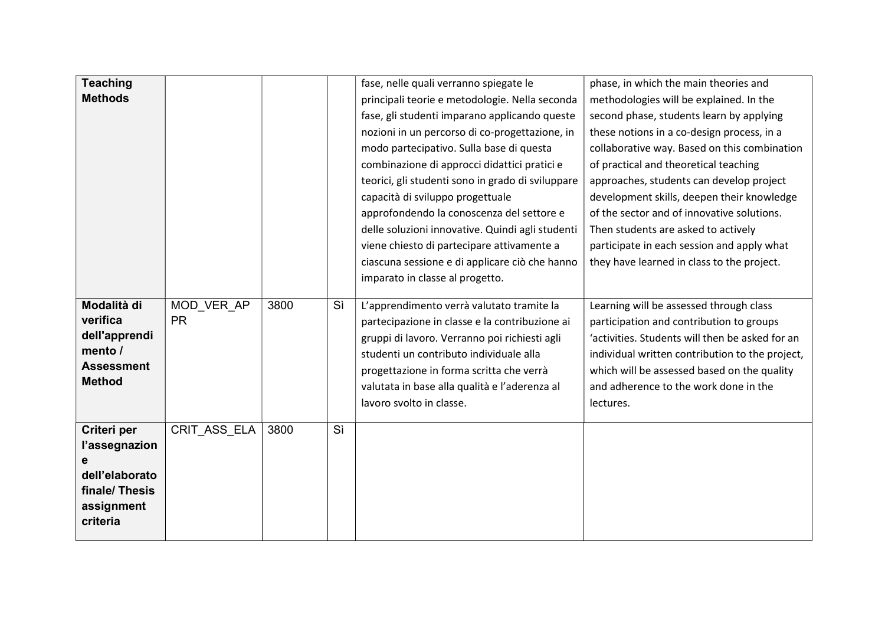| | | | | | |
|---|---|---|---|---|---|
| **Teaching Methods** | | | | fase, nelle quali verranno spiegate le principali teorie e metodologie. Nella seconda fase, gli studenti imparano applicando queste nozioni in un percorso di co-progettazione, in modo partecipativo. Sulla base di questa combinazione di approcci didattici pratici e teorici, gli studenti sono in grado di sviluppare capacità di sviluppo progettuale approfondendo la conoscenza del settore e delle soluzioni innovative. Quindi agli studenti viene chiesto di partecipare attivamente a ciascuna sessione e di applicare ciò che hanno imparato in classe al progetto. | phase, in which the main theories and methodologies will be explained. In the second phase, students learn by applying these notions in a co-design process, in a collaborative way. Based on this combination of practical and theoretical teaching approaches, students can develop project development skills, deepen their knowledge of the sector and of innovative solutions. Then students are asked to actively participate in each session and apply what they have learned in class to the project. |
| **Modalità di verifica dell'apprendimento / Assessment Method** | MOD_VER_APPR | 3800 | Sì | L'apprendimento verrà valutato tramite la partecipazione in classe e la contribuzione ai gruppi di lavoro. Verranno poi richiesti agli studenti un contributo individuale alla progettazione in forma scritta che verrà valutata in base alla qualità e l'aderenza al lavoro svolto in classe. | Learning will be assessed through class participation and contribution to groups 'activities. Students will then be asked for an individual written contribution to the project, which will be assessed based on the quality and adherence to the work done in the lectures. |
| **Criteri per l'assegnazione dell'elaborato finale/ Thesis assignment criteria** | CRIT_ASS_ELA | 3800 | Sì | | |